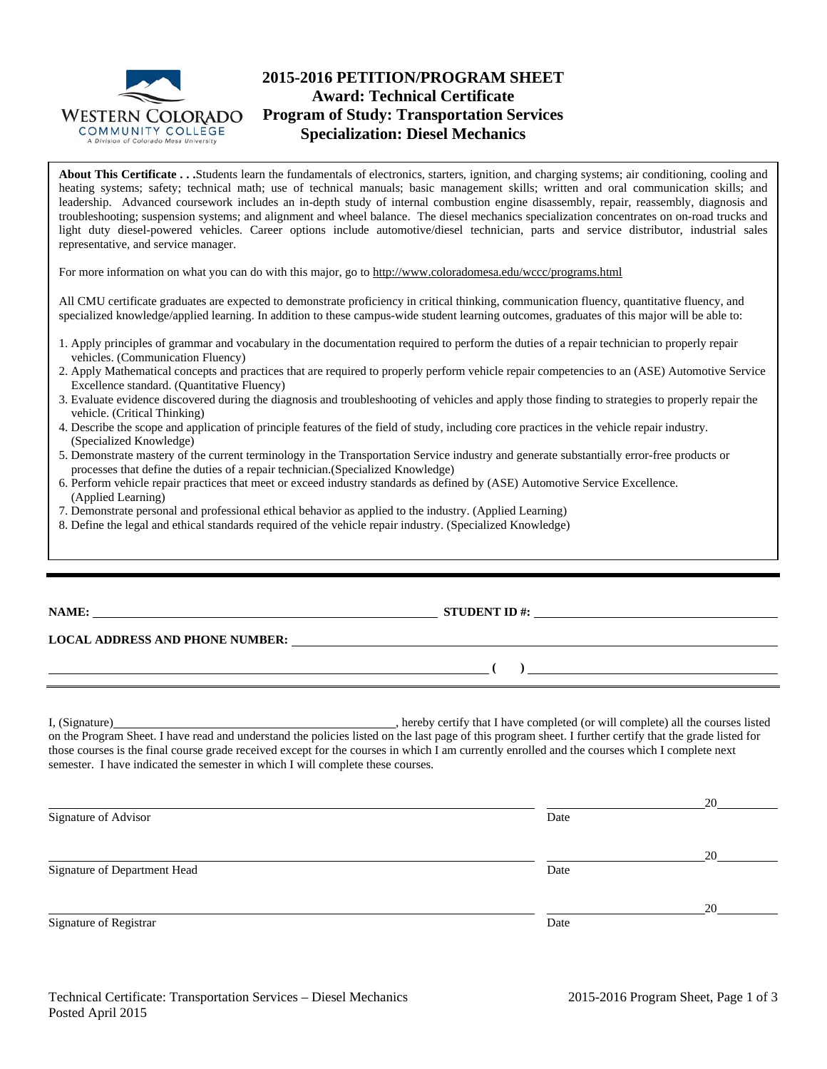WESTERN COLORADO COMMUNITY COLLEGE
A Division of Colorado Mesa University

# 2015-2016 PETITION/PROGRAM SHEET
## Award: Technical Certificate
## Program of Study: Transportation Services
## Specialization: Diesel Mechanics

**About This Certificate . . .** Students learn the fundamentals of electronics, starters, ignition, and charging systems; air conditioning, cooling and heating systems; safety; technical math; use of technical manuals; basic management skills; written and oral communication skills; and leadership. Advanced coursework includes an in-depth study of internal combustion engine disassembly, repair, reassembly, diagnosis and troubleshooting; suspension systems; and alignment and wheel balance. The diesel mechanics specialization concentrates on on-road trucks and light duty diesel-powered vehicles. Career options include automotive/diesel technician, parts and service distributor, industrial sales representative, and service manager.

For more information on what you can do with this major, go to http://www.coloradomesa.edu/wccc/programs.html

All CMU certificate graduates are expected to demonstrate proficiency in critical thinking, communication fluency, quantitative fluency, and specialized knowledge/applied learning. In addition to these campus-wide student learning outcomes, graduates of this major will be able to:

1. Apply principles of grammar and vocabulary in the documentation required to perform the duties of a repair technician to properly repair vehicles. (Communication Fluency)
2. Apply Mathematical concepts and practices that are required to properly perform vehicle repair competencies to an (ASE) Automotive Service Excellence standard. (Quantitative Fluency)
3. Evaluate evidence discovered during the diagnosis and troubleshooting of vehicles and apply those finding to strategies to properly repair the vehicle. (Critical Thinking)
4. Describe the scope and application of principle features of the field of study, including core practices in the vehicle repair industry. (Specialized Knowledge)
5. Demonstrate mastery of the current terminology in the Transportation Service industry and generate substantially error-free products or processes that define the duties of a repair technician.(Specialized Knowledge)
6. Perform vehicle repair practices that meet or exceed industry standards as defined by (ASE) Automotive Service Excellence. (Applied Learning)
7. Demonstrate personal and professional ethical behavior as applied to the industry. (Applied Learning)
8. Define the legal and ethical standards required of the vehicle repair industry. (Specialized Knowledge)

---

**NAME:** ______________________________ **STUDENT ID #:** ______________________________

**LOCAL ADDRESS AND PHONE NUMBER:** ______________________________

______________________________ **( )** ______________________________

I, (Signature)______________________________, hereby certify that I have completed (or will complete) all the courses listed on the Program Sheet. I have read and understand the policies listed on the last page of this program sheet. I further certify that the grade listed for those courses is the final course grade received except for the courses in which I am currently enrolled and the courses which I complete next semester. I have indicated the semester in which I will complete these courses.

______________________________ ____________ 20______
Signature of Advisor Date

______________________________ ____________ 20______
Signature of Department Head Date

______________________________ ____________ 20______
Signature of Registrar Date

Technical Certificate: Transportation Services – Diesel Mechanics
Posted April 2015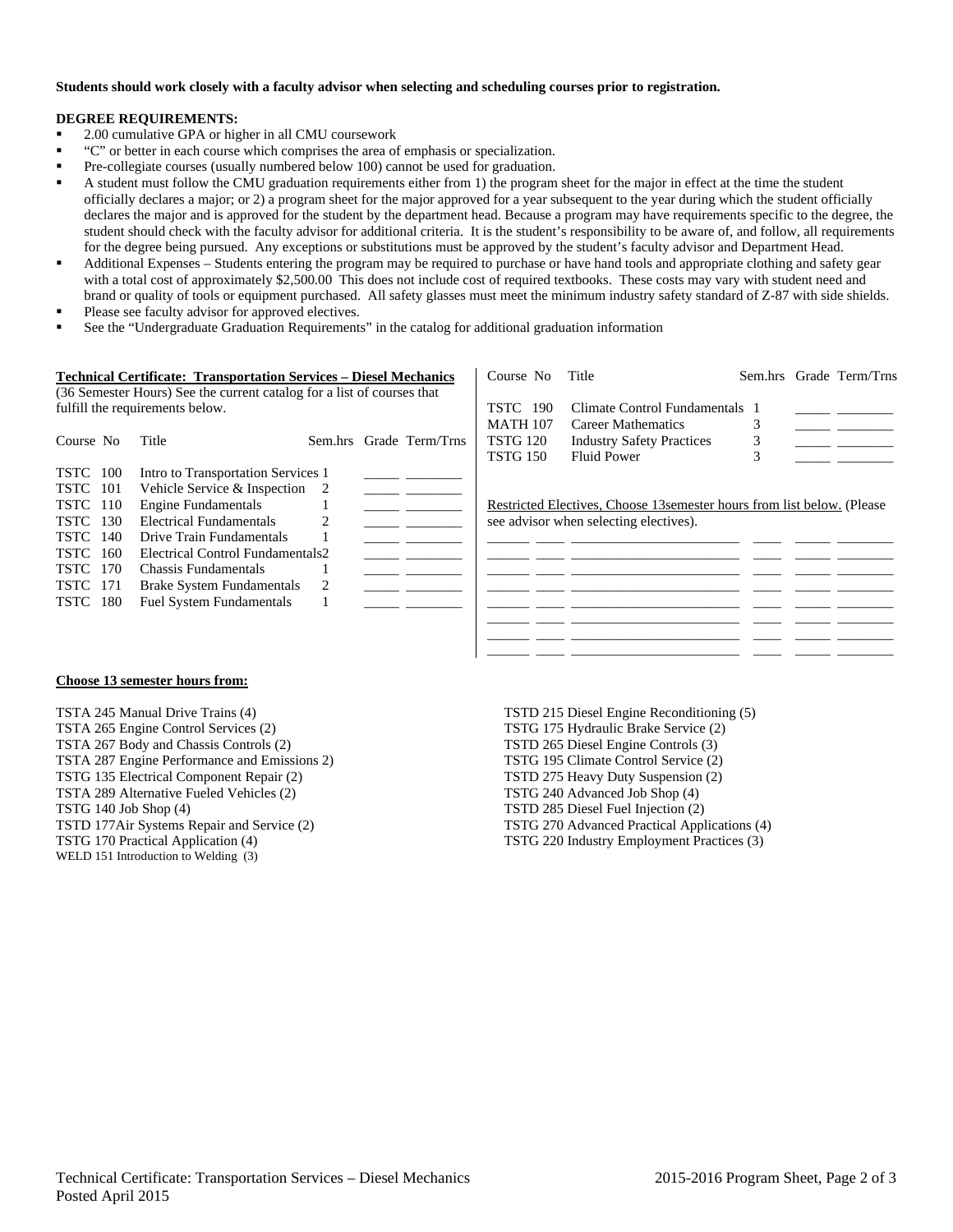**Students should work closely with a faculty advisor when selecting and scheduling courses prior to registration.**

**DEGREE REQUIREMENTS:**

- 2.00 cumulative GPA or higher in all CMU coursework
- "C" or better in each course which comprises the area of emphasis or specialization.
- Pre-collegiate courses (usually numbered below 100) cannot be used for graduation.
- A student must follow the CMU graduation requirements either from 1) the program sheet for the major in effect at the time the student officially declares a major; or 2) a program sheet for the major approved for a year subsequent to the year during which the student officially declares the major and is approved for the student by the department head. Because a program may have requirements specific to the degree, the student should check with the faculty advisor for additional criteria. It is the student's responsibility to be aware of, and follow, all requirements for the degree being pursued. Any exceptions or substitutions must be approved by the student's faculty advisor and Department Head.
- Additional Expenses – Students entering the program may be required to purchase or have hand tools and appropriate clothing and safety gear with a total cost of approximately $2,500.00 This does not include cost of required textbooks. These costs may vary with student need and brand or quality of tools or equipment purchased. All safety glasses must meet the minimum industry safety standard of Z-87 with side shields.
- Please see faculty advisor for approved electives.
- See the "Undergraduate Graduation Requirements" in the catalog for additional graduation information

**Technical Certificate: Transportation Services – Diesel Mechanics**
(36 Semester Hours) See the current catalog for a list of courses that fulfill the requirements below.

| Course No | Title | Sem.hrs | Grade | Term/Trns |
|---|---|---|---|---|
| TSTC 100 | Intro to Transportation Services | 1 | _____ | ________ |
| TSTC 101 | Vehicle Service & Inspection | 2 | _____ | ________ |
| TSTC 110 | Engine Fundamentals | 1 | _____ | ________ |
| TSTC 130 | Electrical Fundamentals | 2 | _____ | ________ |
| TSTC 140 | Drive Train Fundamentals | 1 | _____ | ________ |
| TSTC 160 | Electrical Control Fundamentals | 2 | _____ | ________ |
| TSTC 170 | Chassis Fundamentals | 1 | _____ | ________ |
| TSTC 171 | Brake System Fundamentals | 2 | _____ | ________ |
| TSTC 180 | Fuel System Fundamentals | 1 | _____ | ________ |
| TSTC 190 | Climate Control Fundamentals | 1 | _____ | ________ |
| MATH 107 | Career Mathematics | 3 | _____ | ________ |
| TSTG 120 | Industry Safety Practices | 3 | _____ | ________ |
| TSTG 150 | Fluid Power | 3 | _____ | ________ |

Restricted Electives, Choose 13semester hours from list below. (Please see advisor when selecting electives).

| Course No | Title | Sem.hrs | Grade | Term/Trns |
|---|---|---|---|---|
| ______ ____ | ________________________ | ____ | _____ | ________ |
| ______ ____ | ________________________ | ____ | _____ | ________ |
| ______ ____ | ________________________ | ____ | _____ | ________ |
| ______ ____ | ________________________ | ____ | _____ | ________ |
| ______ ____ | ________________________ | ____ | _____ | ________ |
| ______ ____ | ________________________ | ____ | _____ | ________ |
| ______ ____ | ________________________ | ____ | _____ | ________ |

**Choose 13 semester hours from:**

TSTA 245 Manual Drive Trains (4)
TSTA 265 Engine Control Services (2)
TSTA 267 Body and Chassis Controls (2)
TSTA 287 Engine Performance and Emissions 2)
TSTG 135 Electrical Component Repair (2)
TSTA 289 Alternative Fueled Vehicles (2)
TSTG 140 Job Shop (4)
TSTD 177Air Systems Repair and Service (2)
TSTG 170 Practical Application (4)
WELD 151 Introduction to Welding (3)
TSTD 215 Diesel Engine Reconditioning (5)
TSTG 175 Hydraulic Brake Service (2)
TSTD 265 Diesel Engine Controls (3)
TSTG 195 Climate Control Service (2)
TSTD 275 Heavy Duty Suspension (2)
TSTG 240 Advanced Job Shop (4)
TSTD 285 Diesel Fuel Injection (2)
TSTG 270 Advanced Practical Applications (4)
TSTG 220 Industry Employment Practices (3)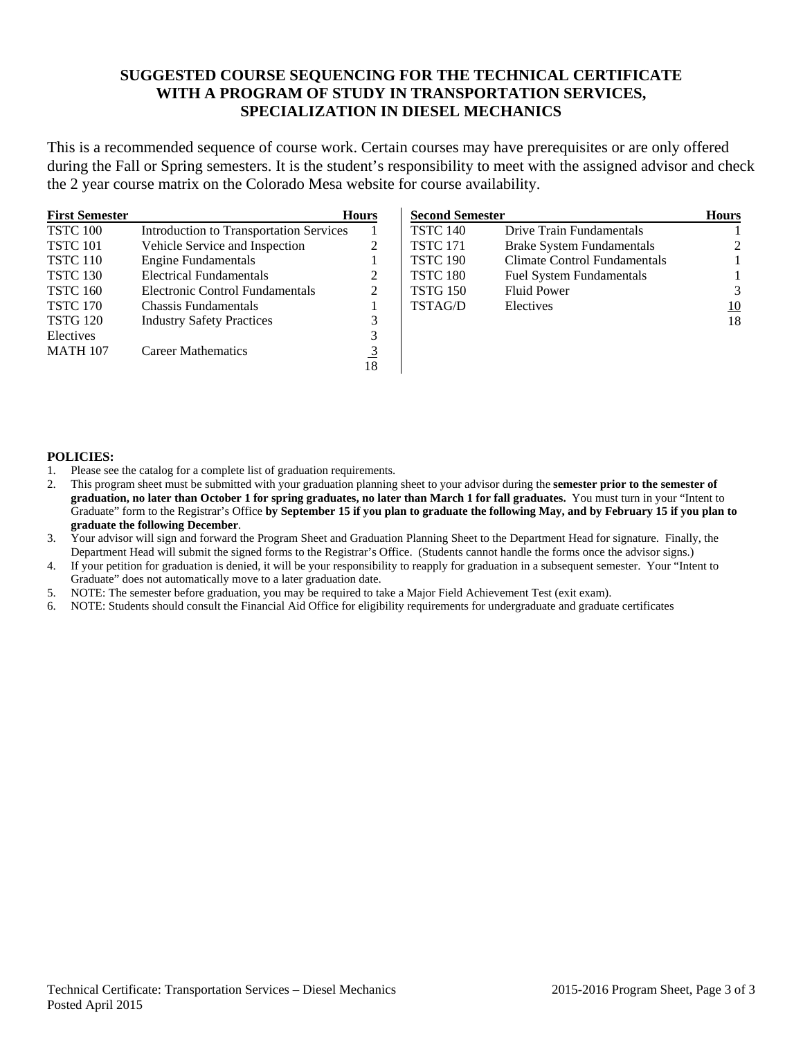## SUGGESTED COURSE SEQUENCING FOR THE TECHNICAL CERTIFICATE WITH A PROGRAM OF STUDY IN TRANSPORTATION SERVICES, SPECIALIZATION IN DIESEL MECHANICS

This is a recommended sequence of course work. Certain courses may have prerequisites or are only offered during the Fall or Spring semesters. It is the student's responsibility to meet with the assigned advisor and check the 2 year course matrix on the Colorado Mesa website for course availability.

| First Semester | | Hours |
|---|---|---|
| TSTC 100 | Introduction to Transportation Services | 1 |
| TSTC 101 | Vehicle Service and Inspection | 2 |
| TSTC 110 | Engine Fundamentals | 1 |
| TSTC 130 | Electrical Fundamentals | 2 |
| TSTC 160 | Electronic Control Fundamentals | 2 |
| TSTC 170 | Chassis Fundamentals | 1 |
| TSTG 120 | Industry Safety Practices | 3 |
| Electives | | 3 |
| MATH 107 | Career Mathematics | 3 |
| | | 18 |

| Second Semester | | Hours |
|---|---|---|
| TSTC 140 | Drive Train Fundamentals | 1 |
| TSTC 171 | Brake System Fundamentals | 2 |
| TSTC 190 | Climate Control Fundamentals | 1 |
| TSTC 180 | Fuel System Fundamentals | 1 |
| TSTG 150 | Fluid Power | 3 |
| TSTAG/D | Electives | 10 |
| | | 18 |

**POLICIES:**

1. Please see the catalog for a complete list of graduation requirements.
2. This program sheet must be submitted with your graduation planning sheet to your advisor during the **semester prior to the semester of graduation, no later than October 1 for spring graduates, no later than March 1 for fall graduates.** You must turn in your "Intent to Graduate" form to the Registrar's Office **by September 15 if you plan to graduate the following May, and by February 15 if you plan to graduate the following December**.
3. Your advisor will sign and forward the Program Sheet and Graduation Planning Sheet to the Department Head for signature. Finally, the Department Head will submit the signed forms to the Registrar's Office. (Students cannot handle the forms once the advisor signs.)
4. If your petition for graduation is denied, it will be your responsibility to reapply for graduation in a subsequent semester. Your "Intent to Graduate" does not automatically move to a later graduation date.
5. NOTE: The semester before graduation, you may be required to take a Major Field Achievement Test (exit exam).
6. NOTE: Students should consult the Financial Aid Office for eligibility requirements for undergraduate and graduate certificates